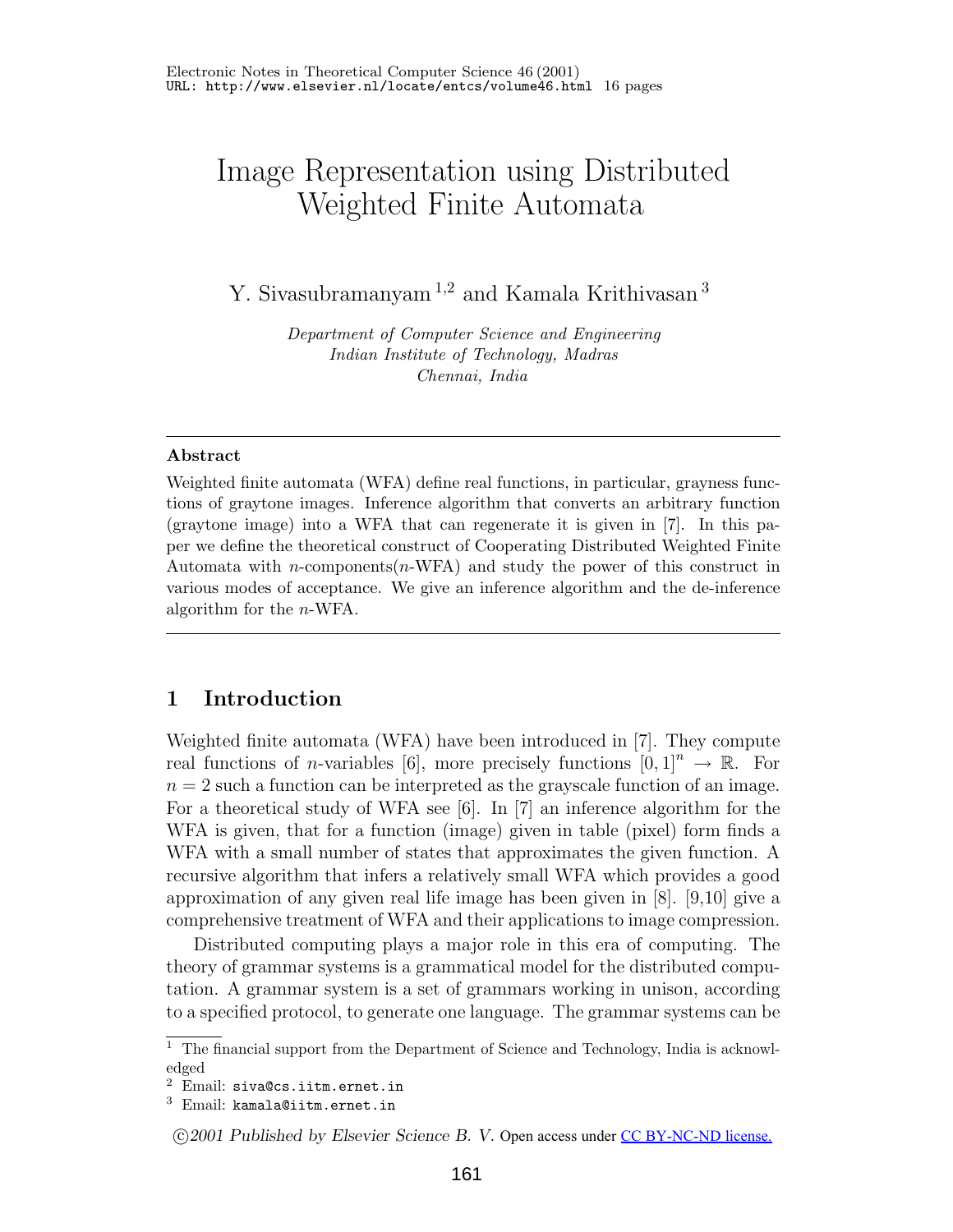# Image Representation using Distributed Weighted Finite Automata

Y. Sivasubramanyam [1,2] and Kamala Krithivasan [3]

*Department of Computer Science and Engineering*
*Indian Institute of Technology, Madras*
*Chennai, India*

---

**Abstract**

Weighted finite automata (WFA) define real functions, in particular, grayness functions of graytone images. Inference algorithm that converts an arbitrary function (graytone image) into a WFA that can regenerate it is given in [7]. In this paper we define the theoretical construct of Cooperating Distributed Weighted Finite Automata with $n$-components($n$-WFA) and study the power of this construct in various modes of acceptance. We give an inference algorithm and the de-inference algorithm for the $n$-WFA.

---

## 1 Introduction

Weighted finite automata (WFA) have been introduced in [7]. They compute real functions of $n$-variables [6], more precisely functions $[0,1]^n \to \mathbb{R}$. For $n = 2$ such a function can be interpreted as the grayscale function of an image. For a theoretical study of WFA see [6]. In [7] an inference algorithm for the WFA is given, that for a function (image) given in table (pixel) form finds a WFA with a small number of states that approximates the given function. A recursive algorithm that infers a relatively small WFA which provides a good approximation of any given real life image has been given in [8]. [9,10] give a comprehensive treatment of WFA and their applications to image compression.

Distributed computing plays a major role in this era of computing. The theory of grammar systems is a grammatical model for the distributed computation. A grammar system is a set of grammars working in unison, according to a specified protocol, to generate one language. The grammar systems can be

---

[1] The financial support from the Department of Science and Technology, India is acknowledged

[2] Email: siva@cs.iitm.ernet.in

[3] Email: kamala@iitm.ernet.in

©2001 Published by Elsevier Science B. V. Open access under CC BY-NC-ND license.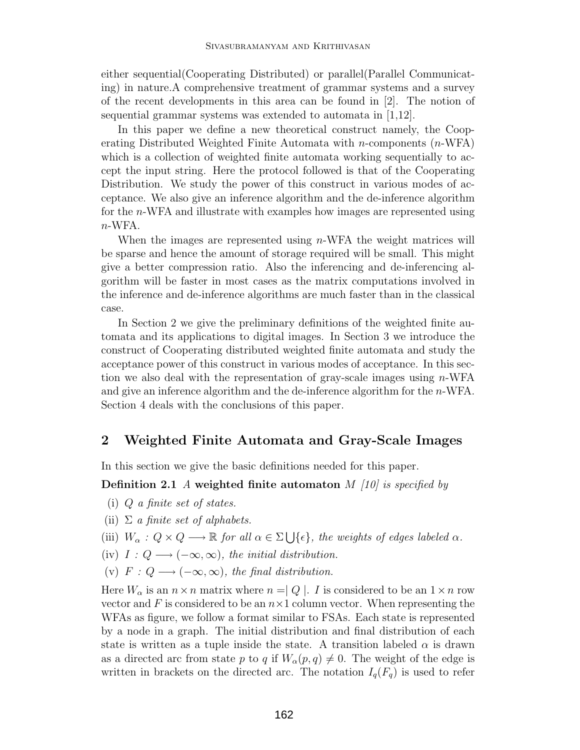either sequential(Cooperating Distributed) or parallel(Parallel Communicating) in nature.A comprehensive treatment of grammar systems and a survey of the recent developments in this area can be found in [2]. The notion of sequential grammar systems was extended to automata in [1,12].

In this paper we define a new theoretical construct namely, the Cooperating Distributed Weighted Finite Automata with $n$-components ($n$-WFA) which is a collection of weighted finite automata working sequentially to accept the input string. Here the protocol followed is that of the Cooperating Distribution. We study the power of this construct in various modes of acceptance. We also give an inference algorithm and the de-inference algorithm for the $n$-WFA and illustrate with examples how images are represented using $n$-WFA.

When the images are represented using $n$-WFA the weight matrices will be sparse and hence the amount of storage required will be small. This might give a better compression ratio. Also the inferencing and de-inferencing algorithm will be faster in most cases as the matrix computations involved in the inference and de-inference algorithms are much faster than in the classical case.

In Section 2 we give the preliminary definitions of the weighted finite automata and its applications to digital images. In Section 3 we introduce the construct of Cooperating distributed weighted finite automata and study the acceptance power of this construct in various modes of acceptance. In this section we also deal with the representation of gray-scale images using $n$-WFA and give an inference algorithm and the de-inference algorithm for the $n$-WFA. Section 4 deals with the conclusions of this paper.

## 2 Weighted Finite Automata and Gray-Scale Images

In this section we give the basic definitions needed for this paper.

**Definition 2.1** *A* **weighted finite automaton** *$M$ [10] is specified by*

(i) *$Q$ a finite set of states.*

(ii) *$\Sigma$ a finite set of alphabets.*

(iii) *$W_\alpha : Q \times Q \longrightarrow \mathbb{R}$ for all $\alpha \in \Sigma \bigcup \{\epsilon\}$, the weights of edges labeled $\alpha$.*

(iv) *$I : Q \longrightarrow (-\infty, \infty)$, the initial distribution.*

(v) *$F : Q \longrightarrow (-\infty, \infty)$, the final distribution.*

Here $W_\alpha$ is an $n \times n$ matrix where $n = \mid Q \mid$. $I$ is considered to be an $1 \times n$ row vector and $F$ is considered to be an $n \times 1$ column vector. When representing the WFAs as figure, we follow a format similar to FSAs. Each state is represented by a node in a graph. The initial distribution and final distribution of each state is written as a tuple inside the state. A transition labeled $\alpha$ is drawn as a directed arc from state $p$ to $q$ if $W_\alpha(p, q) \neq 0$. The weight of the edge is written in brackets on the directed arc. The notation $I_q(F_q)$ is used to refer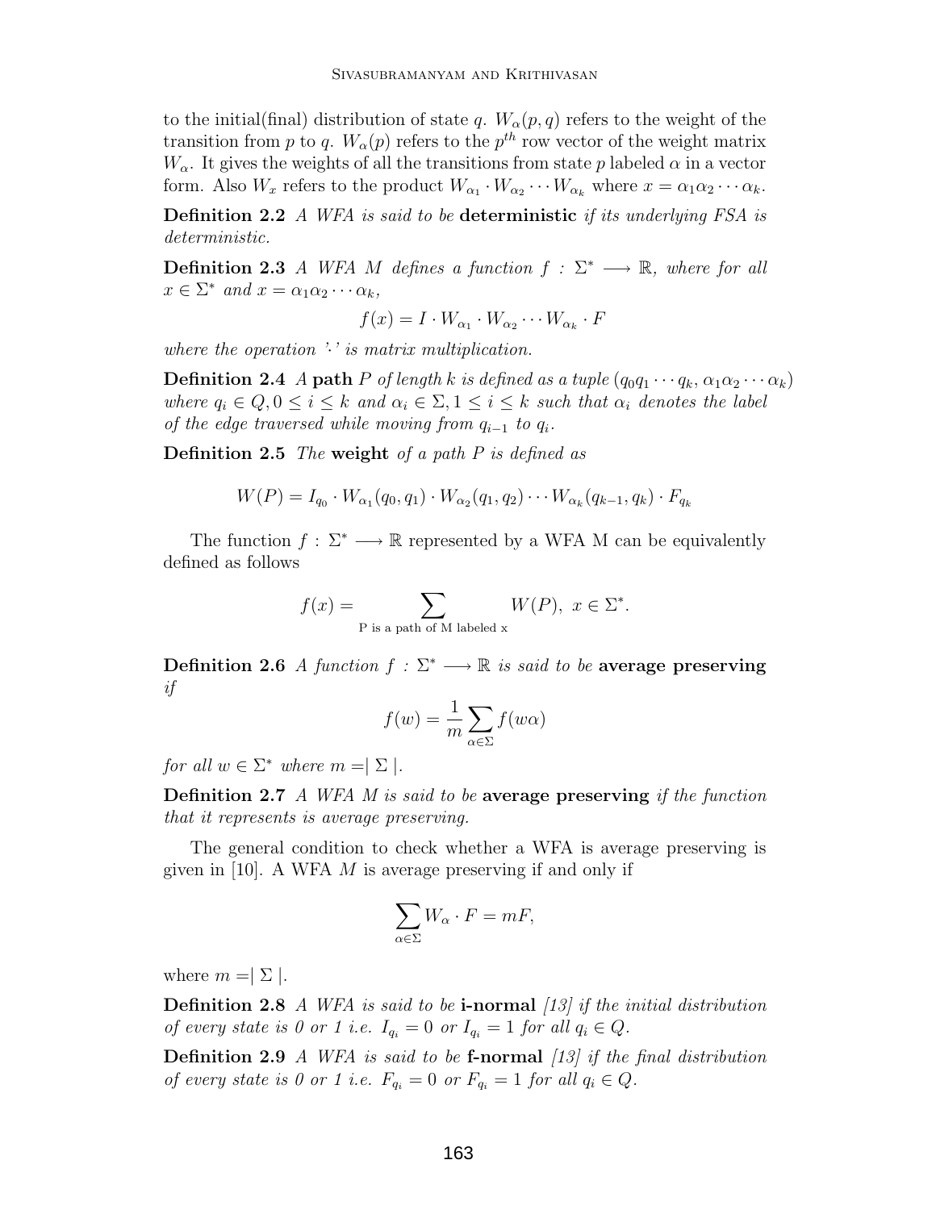to the initial(final) distribution of state $q$. $W_\alpha(p,q)$ refers to the weight of the transition from $p$ to $q$. $W_\alpha(p)$ refers to the $p^{th}$ row vector of the weight matrix $W_\alpha$. It gives the weights of all the transitions from state $p$ labeled $\alpha$ in a vector form. Also $W_x$ refers to the product $W_{\alpha_1} \cdot W_{\alpha_2} \cdots W_{\alpha_k}$ where $x = \alpha_1\alpha_2\cdots\alpha_k$.

**Definition 2.2** *A WFA is said to be* **deterministic** *if its underlying FSA is deterministic.*

**Definition 2.3** *A WFA $M$ defines a function $f : \Sigma^* \longrightarrow \mathbb{R}$, where for all $x \in \Sigma^*$ and $x = \alpha_1\alpha_2\cdots\alpha_k$,*

$$f(x) = I \cdot W_{\alpha_1} \cdot W_{\alpha_2} \cdots W_{\alpha_k} \cdot F$$

*where the operation '$\cdot$' is matrix multiplication.*

**Definition 2.4** *A* **path** *$P$ of length $k$ is defined as a tuple $(q_0q_1\cdots q_k, \alpha_1\alpha_2\cdots\alpha_k)$ where $q_i \in Q, 0 \leq i \leq k$ and $\alpha_i \in \Sigma, 1 \leq i \leq k$ such that $\alpha_i$ denotes the label of the edge traversed while moving from $q_{i-1}$ to $q_i$.*

**Definition 2.5** *The* **weight** *of a path $P$ is defined as*

$$W(P) = I_{q_0} \cdot W_{\alpha_1}(q_0,q_1) \cdot W_{\alpha_2}(q_1,q_2) \cdots W_{\alpha_k}(q_{k-1},q_k) \cdot F_{q_k}$$

The function $f : \Sigma^* \longrightarrow \mathbb{R}$ represented by a WFA M can be equivalently defined as follows

$$f(x) = \sum_{\text{P is a path of M labeled x}} W(P), \ x \in \Sigma^*.$$

**Definition 2.6** *A function $f : \Sigma^* \longrightarrow \mathbb{R}$ is said to be* **average preserving** *if*

$$f(w) = \frac{1}{m}\sum_{\alpha\in\Sigma} f(w\alpha)$$

*for all $w \in \Sigma^*$ where $m = |\Sigma|$.*

**Definition 2.7** *A WFA $M$ is said to be* **average preserving** *if the function that it represents is average preserving.*

The general condition to check whether a WFA is average preserving is given in [10]. A WFA $M$ is average preserving if and only if

$$\sum_{\alpha\in\Sigma} W_\alpha \cdot F = mF,$$

where $m = |\Sigma|$.

**Definition 2.8** *A WFA is said to be* **i-normal** *[13] if the initial distribution of every state is 0 or 1 i.e. $I_{q_i} = 0$ or $I_{q_i} = 1$ for all $q_i \in Q$.*

**Definition 2.9** *A WFA is said to be* **f-normal** *[13] if the final distribution of every state is 0 or 1 i.e. $F_{q_i} = 0$ or $F_{q_i} = 1$ for all $q_i \in Q$.*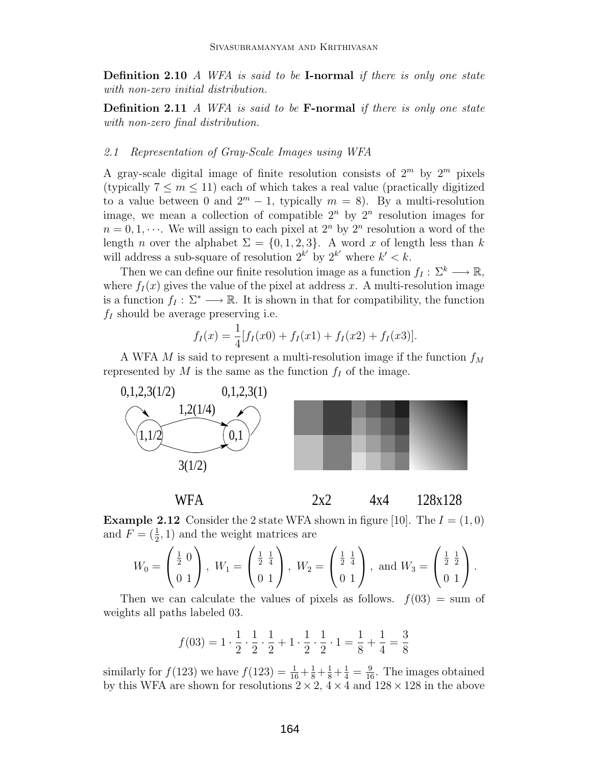**Definition 2.10** *A WFA is said to be* **I-normal** *if there is only one state with non-zero initial distribution.*

**Definition 2.11** *A WFA is said to be* **F-normal** *if there is only one state with non-zero final distribution.*

### *2.1 Representation of Gray-Scale Images using WFA*

A gray-scale digital image of finite resolution consists of $2^m$ by $2^m$ pixels (typically $7 \leq m \leq 11$) each of which takes a real value (practically digitized to a value between 0 and $2^m - 1$, typically $m = 8$). By a multi-resolution image, we mean a collection of compatible $2^n$ by $2^n$ resolution images for $n = 0, 1, \cdots$. We will assign to each pixel at $2^n$ by $2^n$ resolution a word of the length $n$ over the alphabet $\Sigma = \{0, 1, 2, 3\}$. A word $x$ of length less than $k$ will address a sub-square of resolution $2^{k'}$ by $2^{k'}$ where $k' < k$.

Then we can define our finite resolution image as a function $f_I : \Sigma^k \longrightarrow \mathbb{R}$, where $f_I(x)$ gives the value of the pixel at address $x$. A multi-resolution image is a function $f_I : \Sigma^* \longrightarrow \mathbb{R}$. It is shown in that for compatibility, the function $f_I$ should be average preserving i.e.

$$f_I(x) = \frac{1}{4}[f_I(x0) + f_I(x1) + f_I(x2) + f_I(x3)].$$

A WFA $M$ is said to represent a multi-resolution image if the function $f_M$ represented by $M$ is the same as the function $f_I$ of the image.

WFA 2x2 4x4 128x128

**Example 2.12** Consider the 2 state WFA shown in figure [10]. The $I = (1, 0)$ and $F = (\frac{1}{2}, 1)$ and the weight matrices are

$$W_0 = \begin{pmatrix} \frac{1}{2} & 0 \\ 0 & 1 \end{pmatrix},\ W_1 = \begin{pmatrix} \frac{1}{2} & \frac{1}{4} \\ 0 & 1 \end{pmatrix},\ W_2 = \begin{pmatrix} \frac{1}{2} & \frac{1}{4} \\ 0 & 1 \end{pmatrix},\ \text{and } W_3 = \begin{pmatrix} \frac{1}{2} & \frac{1}{2} \\ 0 & 1 \end{pmatrix}.$$

Then we can calculate the values of pixels as follows. $f(03)$ = sum of weights all paths labeled 03.

$$f(03) = 1 \cdot \frac{1}{2} \cdot \frac{1}{2} \cdot \frac{1}{2} + 1 \cdot \frac{1}{2} \cdot \frac{1}{2} \cdot 1 = \frac{1}{8} + \frac{1}{4} = \frac{3}{8}$$

similarly for $f(123)$ we have $f(123) = \frac{1}{16} + \frac{1}{8} + \frac{1}{8} + \frac{1}{4} = \frac{9}{16}$. The images obtained by this WFA are shown for resolutions $2 \times 2$, $4 \times 4$ and $128 \times 128$ in the above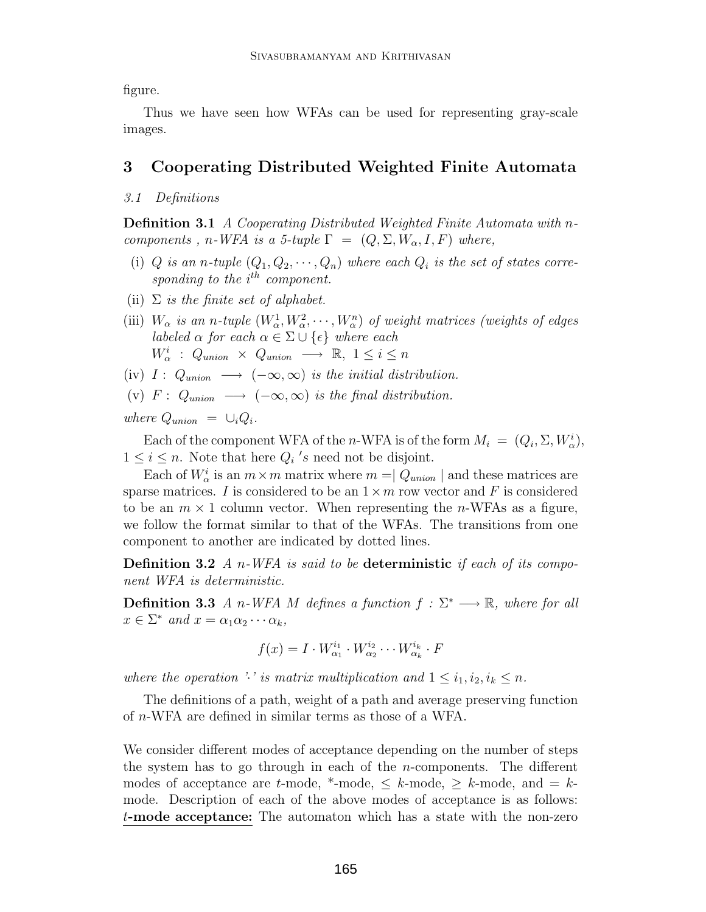figure.

Thus we have seen how WFAs can be used for representing gray-scale images.

## 3 Cooperating Distributed Weighted Finite Automata

### *3.1 Definitions*

**Definition 3.1** *A Cooperating Distributed Weighted Finite Automata with n-components , n-WFA is a 5-tuple* $\Gamma = (Q, \Sigma, W_\alpha, I, F)$ *where,*

- (i) $Q$ *is an n-tuple* $(Q_1, Q_2, \cdots, Q_n)$ *where each* $Q_i$ *is the set of states corresponding to the* $i^{th}$ *component.*
- (ii) $\Sigma$ *is the finite set of alphabet.*
- (iii) $W_\alpha$ *is an n-tuple* $(W_\alpha^1, W_\alpha^2, \cdots, W_\alpha^n)$ *of weight matrices (weights of edges labeled* $\alpha$ *for each* $\alpha \in \Sigma \cup \{\epsilon\}$ *where each* $W_\alpha^i : Q_{union} \times Q_{union} \longrightarrow \mathbb{R},\ 1 \leq i \leq n$
- (iv) $I : Q_{union} \longrightarrow (-\infty, \infty)$ *is the initial distribution.*
- (v) $F : Q_{union} \longrightarrow (-\infty, \infty)$ *is the final distribution.*

*where* $Q_{union} = \cup_i Q_i$.

Each of the component WFA of the $n$-WFA is of the form $M_i = (Q_i, \Sigma, W_\alpha^i)$, $1 \leq i \leq n$. Note that here $Q_i$ *'s* need not be disjoint.

Each of $W_\alpha^i$ is an $m \times m$ matrix where $m = |\, Q_{union} \,|$ and these matrices are sparse matrices. $I$ is considered to be an $1 \times m$ row vector and $F$ is considered to be an $m \times 1$ column vector. When representing the $n$-WFAs as a figure, we follow the format similar to that of the WFAs. The transitions from one component to another are indicated by dotted lines.

**Definition 3.2** *A n-WFA is said to be* **deterministic** *if each of its component WFA is deterministic.*

**Definition 3.3** *A n-WFA M defines a function* $f : \Sigma^* \longrightarrow \mathbb{R}$*, where for all* $x \in \Sigma^*$ *and* $x = \alpha_1 \alpha_2 \cdots \alpha_k$*,*

$$f(x) = I \cdot W_{\alpha_1}^{i_1} \cdot W_{\alpha_2}^{i_2} \cdots W_{\alpha_k}^{i_k} \cdot F$$

*where the operation '$\cdot$' is matrix multiplication and* $1 \leq i_1, i_2, i_k \leq n$.

The definitions of a path, weight of a path and average preserving function of $n$-WFA are defined in similar terms as those of a WFA.

We consider different modes of acceptance depending on the number of steps the system has to go through in each of the $n$-components. The different modes of acceptance are $t$-mode, *-mode, $\leq k$-mode, $\geq k$-mode, and $= k$-mode. Description of each of the above modes of acceptance is as follows: **$t$-mode acceptance:** The automaton which has a state with the non-zero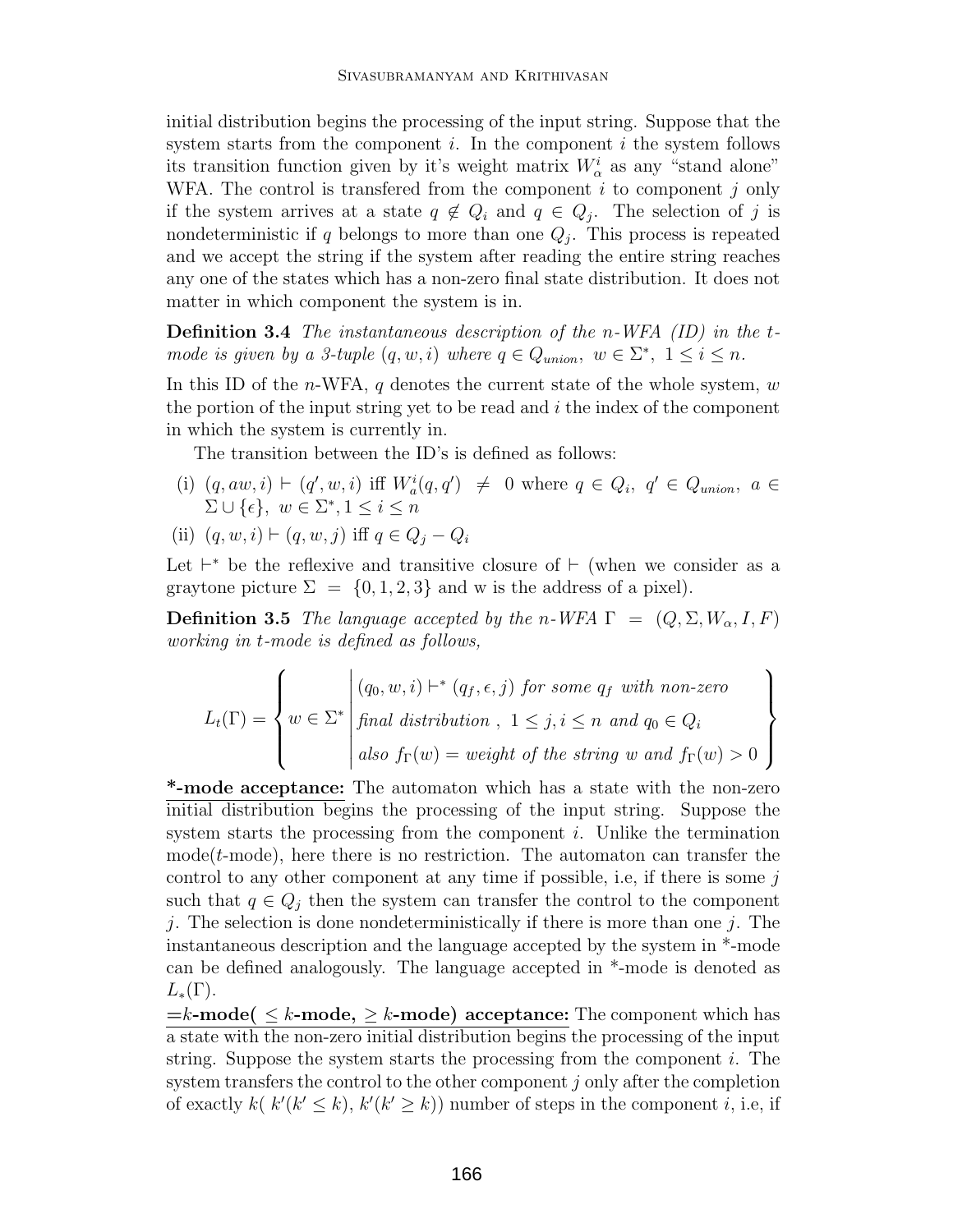initial distribution begins the processing of the input string. Suppose that the system starts from the component $i$. In the component $i$ the system follows its transition function given by it's weight matrix $W^i_\alpha$ as any "stand alone" WFA. The control is transfered from the component $i$ to component $j$ only if the system arrives at a state $q \notin Q_i$ and $q \in Q_j$. The selection of $j$ is nondeterministic if $q$ belongs to more than one $Q_j$. This process is repeated and we accept the string if the system after reading the entire string reaches any one of the states which has a non-zero final state distribution. It does not matter in which component the system is in.

**Definition 3.4** *The instantaneous description of the n-WFA (ID) in the t-mode is given by a 3-tuple $(q, w, i)$ where $q \in Q_{union},\ w \in \Sigma^*,\ 1 \le i \le n$.*

In this ID of the $n$-WFA, $q$ denotes the current state of the whole system, $w$ the portion of the input string yet to be read and $i$ the index of the component in which the system is currently in.

The transition between the ID's is defined as follows:

(i) $(q, aw, i) \vdash (q', w, i)$ iff $W^i_a(q, q') \neq 0$ where $q \in Q_i,\ q' \in Q_{union},\ a \in \Sigma \cup \{\epsilon\},\ w \in \Sigma^*, 1 \le i \le n$

(ii) $(q, w, i) \vdash (q, w, j)$ iff $q \in Q_j - Q_i$

Let $\vdash^*$ be the reflexive and transitive closure of $\vdash$ (when we consider as a graytone picture $\Sigma = \{0, 1, 2, 3\}$ and w is the address of a pixel).

**Definition 3.5** *The language accepted by the n-WFA $\Gamma = (Q, \Sigma, W_\alpha, I, F)$ working in t-mode is defined as follows,*

$$L_t(\Gamma) = \left\{ w \in \Sigma^* \left| \begin{array}{l} (q_0, w, i) \vdash^* (q_f, \epsilon, j) \text{ for some } q_f \text{ with non-zero} \\ \text{final distribution },\ 1 \le j, i \le n \text{ and } q_0 \in Q_i \\ \text{also } f_\Gamma(w) = \text{weight of the string } w \text{ and } f_\Gamma(w) > 0 \end{array} \right. \right\}$$

**<u>*-mode acceptance:</u>** <u>The automaton which has a state with the non-zero initial distribution be</u>gins the processing of the input string. Suppose the system starts the processing from the component $i$. Unlike the termination mode($t$-mode), here there is no restriction. The automaton can transfer the control to any other component at any time if possible, i.e, if there is some $j$ such that $q \in Q_j$ then the system can transfer the control to the component $j$. The selection is done nondeterministically if there is more than one $j$. The instantaneous description and the language accepted by the system in *-mode can be defined analogously. The language accepted in *-mode is denoted as $L_*(\Gamma)$.

**<u>$=k$-mode( $\le k$-mode, $\ge k$-mode) acceptance:</u>** <u>The component which has a state with the non-zero initial distribution begins</u> the processing of the input string. Suppose the system starts the processing from the component $i$. The system transfers the control to the other component $j$ only after the completion of exactly $k$( $k'(k' \le k)$, $k'(k' \ge k)$) number of steps in the component $i$, i.e, if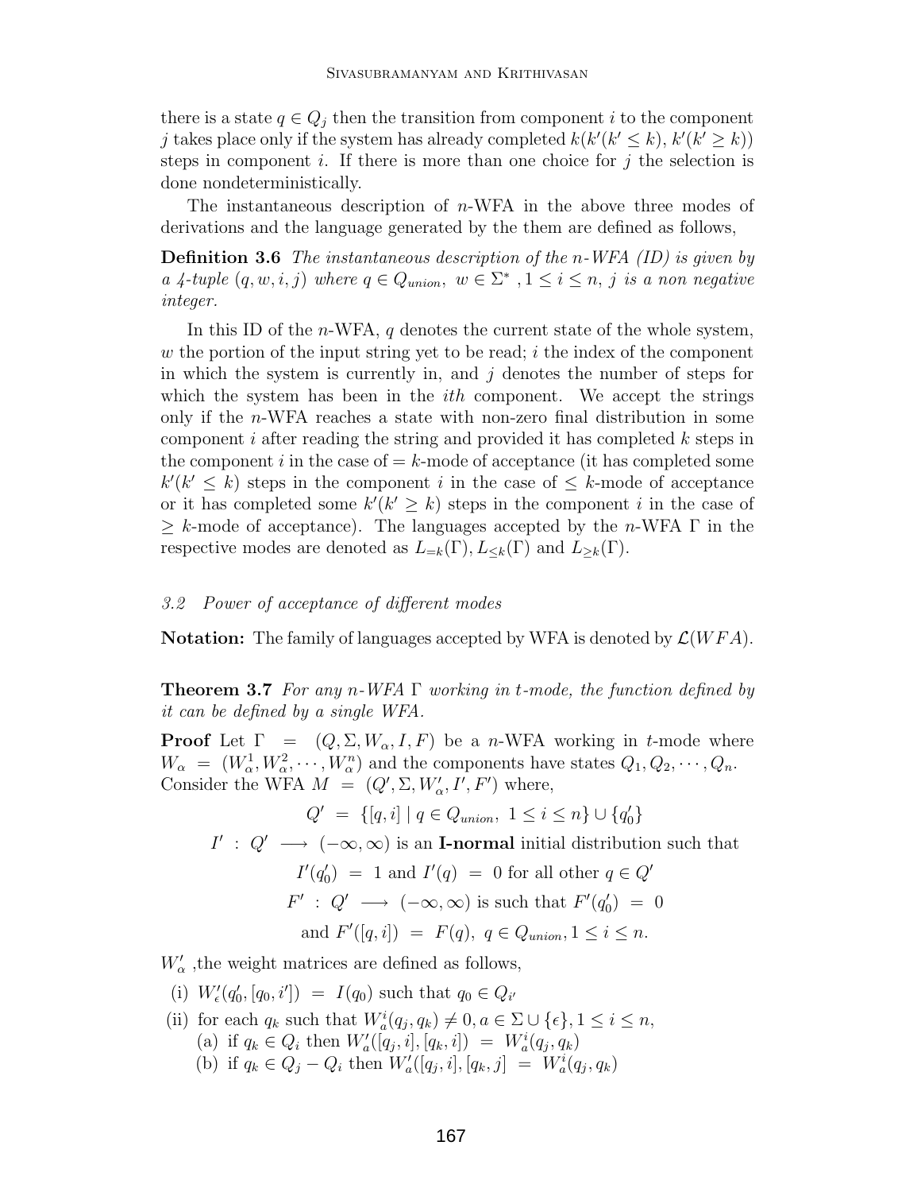there is a state $q \in Q_j$ then the transition from component $i$ to the component $j$ takes place only if the system has already completed $k(k'(k' \leq k), k'(k' \geq k))$ steps in component $i$. If there is more than one choice for $j$ the selection is done nondeterministically.

The instantaneous description of $n$-WFA in the above three modes of derivations and the language generated by the them are defined as follows,

**Definition 3.6** *The instantaneous description of the $n$-WFA (ID) is given by a 4-tuple $(q, w, i, j)$ where $q \in Q_{union}$, $w \in \Sigma^*$, $1 \leq i \leq n$, $j$ is a non negative integer.*

In this ID of the $n$-WFA, $q$ denotes the current state of the whole system, $w$ the portion of the input string yet to be read; $i$ the index of the component in which the system is currently in, and $j$ denotes the number of steps for which the system has been in the *ith* component. We accept the strings only if the $n$-WFA reaches a state with non-zero final distribution in some component $i$ after reading the string and provided it has completed $k$ steps in the component $i$ in the case of $= k$-mode of acceptance (it has completed some $k'(k' \leq k)$ steps in the component $i$ in the case of $\leq k$-mode of acceptance or it has completed some $k'(k' \geq k)$ steps in the component $i$ in the case of $\geq k$-mode of acceptance). The languages accepted by the $n$-WFA $\Gamma$ in the respective modes are denoted as $L_{=k}(\Gamma), L_{\leq k}(\Gamma)$ and $L_{\geq k}(\Gamma)$.

### 3.2 Power of acceptance of different modes

**Notation:** The family of languages accepted by WFA is denoted by $\mathcal{L}(WFA)$.

**Theorem 3.7** *For any $n$-WFA $\Gamma$ working in $t$-mode, the function defined by it can be defined by a single WFA.*

**Proof** Let $\Gamma = (Q, \Sigma, W_\alpha, I, F)$ be a $n$-WFA working in $t$-mode where $W_\alpha = (W_\alpha^1, W_\alpha^2, \cdots, W_\alpha^n)$ and the components have states $Q_1, Q_2, \cdots, Q_n$. Consider the WFA $M = (Q', \Sigma, W'_\alpha, I', F')$ where,

$$Q' = \{[q, i] \mid q \in Q_{union},\ 1 \leq i \leq n\} \cup \{q'_0\}$$

$I' : Q' \longrightarrow (-\infty, \infty)$ is an **I-normal** initial distribution such that

$$I'(q'_0) = 1 \text{ and } I'(q) = 0 \text{ for all other } q \in Q'$$

$$F' : Q' \longrightarrow (-\infty, \infty) \text{ is such that } F'(q'_0) = 0$$

$$\text{and } F'([q, i]) = F(q),\ q \in Q_{union}, 1 \leq i \leq n.$$

$W'_\alpha$ ,the weight matrices are defined as follows,

(i) $W'_\epsilon(q'_0, [q_0, i']) = I(q_0)$ such that $q_0 \in Q_{i'}$

(ii) for each $q_k$ such that $W_a^i(q_j, q_k) \neq 0, a \in \Sigma \cup \{\epsilon\}, 1 \leq i \leq n$,
  (a) if $q_k \in Q_i$ then $W'_a([q_j, i], [q_k, i]) = W_a^i(q_j, q_k)$
  (b) if $q_k \in Q_j - Q_i$ then $W'_a([q_j, i], [q_k, j] = W_a^i(q_j, q_k)$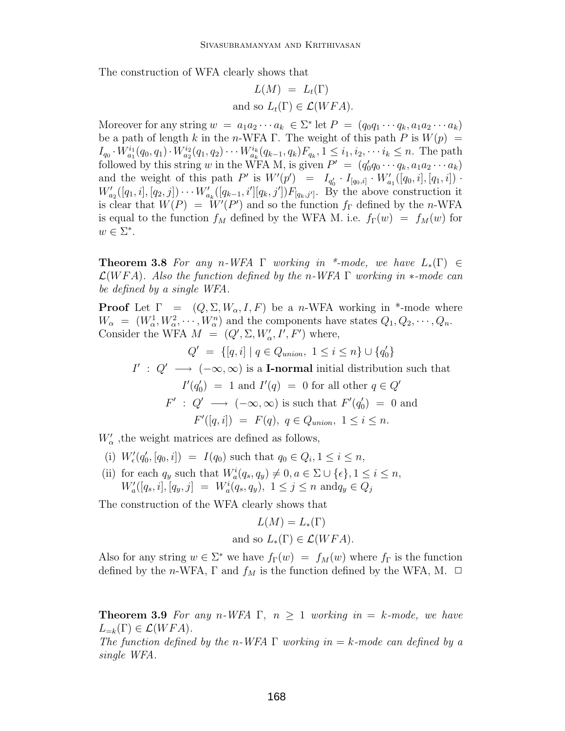The construction of WFA clearly shows that

$$L(M) \;=\; L_t(\Gamma)$$
$$\text{and so } L_t(\Gamma) \in \mathcal{L}(WFA).$$

Moreover for any string $w \;=\; a_1a_2\cdots a_k \;\in \Sigma^*$ let $P \;=\; (q_0q_1\cdots q_k, a_1a_2\cdots a_k)$ be a path of length $k$ in the $n$-WFA $\Gamma$. The weight of this path $P$ is $W(p) \;=\; I_{q_0}\cdot W^{i_1}_{a_1}(q_0,q_1)\cdot W^{i_2}_{a_2}(q_1,q_2)\cdots W^{i_k}_{a_k}(q_{k-1},q_k)F_{q_k}, 1\leq i_1,i_2,\cdots i_k\leq n$. The path followed by this string $w$ in the WFA M, is given $P' \;=\; (q'_0q_0\cdots q_k, a_1a_2\cdots a_k)$ and the weight of this path $P'$ is $W'(p') \;=\; I_{q'_0}\cdot I_{[q_0,i]}\cdot W'_{a_1}([q_0,i],[q_1,i])\cdot W'_{a_2}([q_1,i],[q_2,j])\cdots W'_{a_k}([q_{k-1},i'][q_k,j'])F_{[q_k,j']}$. By the above construction it is clear that $W(P) \;=\; W'(P')$ and so the function $f_\Gamma$ defined by the $n$-WFA is equal to the function $f_M$ defined by the WFA M. i.e. $f_\Gamma(w) \;=\; f_M(w)$ for $w\in\Sigma^*$.

**Theorem 3.8** *For any n-WFA $\Gamma$ working in \*-mode, we have $L_*(\Gamma)\in\mathcal{L}(WFA)$. Also the function defined by the n-WFA $\Gamma$ working in $*$-mode can be defined by a single WFA.*

**Proof** Let $\Gamma \;=\; (Q,\Sigma,W_\alpha,I,F)$ be a $n$-WFA working in \*-mode where $W_\alpha \;=\; (W^1_\alpha,W^2_\alpha,\cdots,W^n_\alpha)$ and the components have states $Q_1,Q_2,\cdots,Q_n$. Consider the WFA $M \;=\; (Q',\Sigma,W'_\alpha,I',F')$ where,

$$Q' \;=\; \{[q,i] \mid q\in Q_{union},\; 1\leq i\leq n\}\cup\{q'_0\}$$

$I' \;:\; Q' \longrightarrow (-\infty,\infty)$ is a **I-normal** initial distribution such that

$$I'(q'_0) \;=\; 1 \text{ and } I'(q) \;=\; 0 \text{ for all other } q\in Q'$$

$F' \;:\; Q' \longrightarrow (-\infty,\infty)$ is such that $F'(q'_0) \;=\; 0$ and

$$F'([q,i]) \;=\; F(q),\; q\in Q_{union},\; 1\leq i\leq n.$$

$W'_\alpha$ ,the weight matrices are defined as follows,

(i) $W'_\epsilon(q'_0,[q_0,i]) \;=\; I(q_0)$ such that $q_0\in Q_i, 1\leq i\leq n$,

(ii) for each $q_y$ such that $W^i_a(q_s,q_y)\neq 0, a\in\Sigma\cup\{\epsilon\}, 1\leq i\leq n$, $W'_a([q_s,i],[q_y,j] \;=\; W^i_a(q_s,q_y),\; 1\leq j\leq n$ and$q_y\in Q_j$

The construction of the WFA clearly shows that

$$L(M) = L_*(\Gamma)$$
$$\text{and so } L_*(\Gamma)\in\mathcal{L}(WFA).$$

Also for any string $w\in\Sigma^*$ we have $f_\Gamma(w) \;=\; f_M(w)$ where $f_\Gamma$ is the function defined by the $n$-WFA, $\Gamma$ and $f_M$ is the function defined by the WFA, M. $\Box$

**Theorem 3.9** *For any n-WFA $\Gamma$, $n\geq 1$ working in $=k$-mode, we have $L_{=k}(\Gamma)\in\mathcal{L}(WFA)$.*
*The function defined by the n-WFA $\Gamma$ working in $=k$-mode can defined by a single WFA.*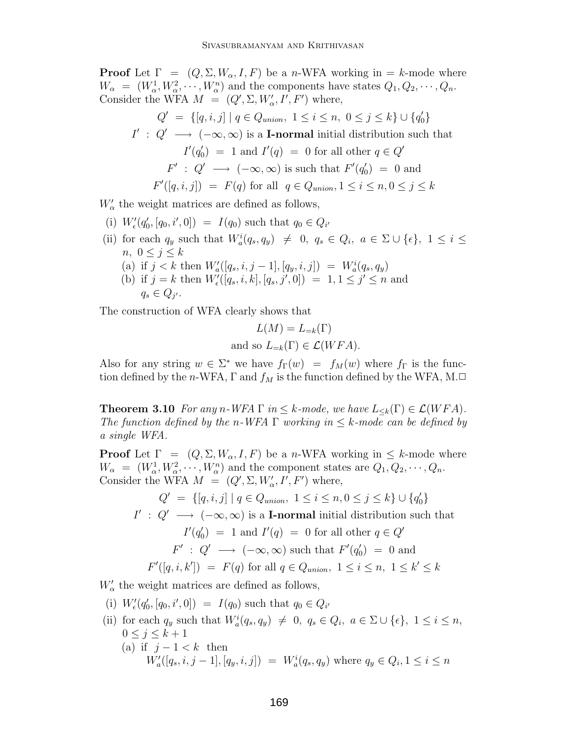**Proof** Let $\Gamma = (Q, \Sigma, W_\alpha, I, F)$ be a $n$-WFA working in $= k$-mode where $W_\alpha = (W_\alpha^1, W_\alpha^2, \cdots, W_\alpha^n)$ and the components have states $Q_1, Q_2, \cdots, Q_n$. Consider the WFA $M = (Q', \Sigma, W'_\alpha, I', F')$ where,

$$Q' = \{[q, i, j] \mid q \in Q_{union},\ 1 \leq i \leq n,\ 0 \leq j \leq k\} \cup \{q'_0\}$$

$I' : Q' \longrightarrow (-\infty, \infty)$ is a **I-normal** initial distribution such that

$$I'(q'_0) = 1 \text{ and } I'(q) = 0 \text{ for all other } q \in Q'$$

$F' : Q' \longrightarrow (-\infty, \infty)$ is such that $F'(q'_0) = 0$ and

$$F'([q, i, j]) = F(q) \text{ for all } q \in Q_{union}, 1 \leq i \leq n, 0 \leq j \leq k$$

$W'_\alpha$ the weight matrices are defined as follows,

(i) $W'_\epsilon(q'_0, [q_0, i', 0]) = I(q_0)$ such that $q_0 \in Q_{i'}$

(ii) for each $q_y$ such that $W^i_a(q_s, q_y) \neq 0,\ q_s \in Q_i,\ a \in \Sigma \cup \{\epsilon\},\ 1 \leq i \leq n,\ 0 \leq j \leq k$

  (a) if $j < k$ then $W'_a([q_s, i, j-1], [q_y, i, j]) = W^i_a(q_s, q_y)$

  (b) if $j = k$ then $W'_\epsilon([q_s, i, k], [q_s, j', 0]) = 1, 1 \leq j' \leq n$ and $q_s \in Q_{j'}$.

The construction of WFA clearly shows that

$$L(M) = L_{=k}(\Gamma)$$

$$\text{and so } L_{=k}(\Gamma) \in \mathcal{L}(WFA).$$

Also for any string $w \in \Sigma^*$ we have $f_\Gamma(w) = f_M(w)$ where $f_\Gamma$ is the function defined by the $n$-WFA, $\Gamma$ and $f_M$ is the function defined by the WFA, M.□

**Theorem 3.10** *For any $n$-WFA $\Gamma$ in $\leq k$-mode, we have $L_{\leq k}(\Gamma) \in \mathcal{L}(WFA)$. The function defined by the $n$-WFA $\Gamma$ working in $\leq k$-mode can be defined by a single WFA.*

**Proof** Let $\Gamma = (Q, \Sigma, W_\alpha, I, F)$ be a $n$-WFA working in $\leq k$-mode where $W_\alpha = (W_\alpha^1, W_\alpha^2, \cdots, W_\alpha^n)$ and the component states are $Q_1, Q_2, \cdots, Q_n$. Consider the WFA $M = (Q', \Sigma, W'_\alpha, I', F')$ where,

$$Q' = \{[q, i, j] \mid q \in Q_{union},\ 1 \leq i \leq n, 0 \leq j \leq k\} \cup \{q'_0\}$$

$I' : Q' \longrightarrow (-\infty, \infty)$ is a **I-normal** initial distribution such that

$$I'(q'_0) = 1 \text{ and } I'(q) = 0 \text{ for all other } q \in Q'$$

$F' : Q' \longrightarrow (-\infty, \infty)$ such that $F'(q'_0) = 0$ and

$$F'([q, i, k']) = F(q) \text{ for all } q \in Q_{union},\ 1 \leq i \leq n,\ 1 \leq k' \leq k$$

$W'_\alpha$ the weight matrices are defined as follows,

(i) $W'_\epsilon(q'_0, [q_0, i', 0]) = I(q_0)$ such that $q_0 \in Q_{i'}$

(ii) for each $q_y$ such that $W^i_a(q_s, q_y) \neq 0,\ q_s \in Q_i,\ a \in \Sigma \cup \{\epsilon\},\ 1 \leq i \leq n,\ 0 \leq j \leq k+1$

  (a) if $j - 1 < k$ then
  $W'_a([q_s, i, j-1], [q_y, i, j]) = W^i_a(q_s, q_y)$ where $q_y \in Q_i, 1 \leq i \leq n$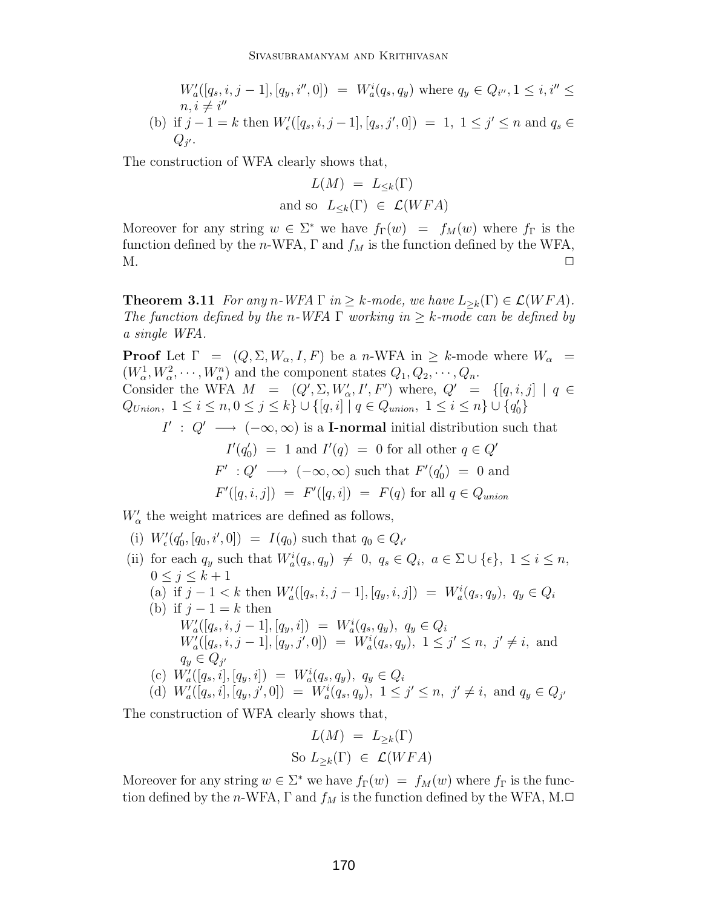$W'_a([q_s, i, j-1], [q_y, i'', 0]) \ = \ W^i_a(q_s, q_y)$ where $q_y \in Q_{i''}, 1 \leq i, i'' \leq n, i \neq i''$

(b) if $j - 1 = k$ then $W'_\epsilon([q_s, i, j-1], [q_s, j', 0]) \ = \ 1, \ 1 \leq j' \leq n$ and $q_s \in Q_{j'}$.

The construction of WFA clearly shows that,

$$L(M) \ = \ L_{\leq k}(\Gamma)$$
$$\text{and so} \ \ L_{\leq k}(\Gamma) \ \in \ \mathcal{L}(WFA)$$

Moreover for any string $w \in \Sigma^*$ we have $f_\Gamma(w) \ = \ f_M(w)$ where $f_\Gamma$ is the function defined by the $n$-WFA, $\Gamma$ and $f_M$ is the function defined by the WFA, M. □

**Theorem 3.11** *For any $n$-WFA $\Gamma$ in $\geq k$-mode, we have $L_{\geq k}(\Gamma) \in \mathcal{L}(WFA)$. The function defined by the $n$-WFA $\Gamma$ working in $\geq k$-mode can be defined by a single WFA.*

**Proof** Let $\Gamma \ = \ (Q, \Sigma, W_\alpha, I, F)$ be a $n$-WFA in $\geq k$-mode where $W_\alpha \ = \ (W^1_\alpha, W^2_\alpha, \cdots, W^n_\alpha)$ and the component states $Q_1, Q_2, \cdots, Q_n$.
Consider the WFA $M \ = \ (Q', \Sigma, W'_\alpha, I', F')$ where, $Q' \ = \ \{[q, i, j] \mid q \in Q_{Union}, \ 1 \leq i \leq n, 0 \leq j \leq k\} \cup \{[q, i] \mid q \in Q_{union}, \ 1 \leq i \leq n\} \cup \{q'_0\}$

$$I' \ : \ Q' \ \longrightarrow \ (-\infty, \infty) \text{ is a } \textbf{I-normal} \text{ initial distribution such that}$$
$$I'(q'_0) \ = \ 1 \text{ and } I'(q) \ = \ 0 \text{ for all other } q \in Q'$$
$$F' \ : Q' \ \longrightarrow \ (-\infty, \infty) \text{ such that } F'(q'_0) \ = \ 0 \text{ and}$$
$$F'([q, i, j]) \ = \ F'([q, i]) \ = \ F(q) \text{ for all } q \in Q_{union}$$

$W'_\alpha$ the weight matrices are defined as follows,

(i) $W'_\epsilon(q'_0, [q_0, i', 0]) \ = \ I(q_0)$ such that $q_0 \in Q_{i'}$

(ii) for each $q_y$ such that $W^i_a(q_s, q_y) \ \neq \ 0, \ q_s \in Q_i, \ a \in \Sigma \cup \{\epsilon\}, \ 1 \leq i \leq n, \ 0 \leq j \leq k+1$

(a) if $j - 1 < k$ then $W'_a([q_s, i, j-1], [q_y, i, j]) \ = \ W^i_a(q_s, q_y), \ q_y \in Q_i$

(b) if $j - 1 = k$ then
$W'_a([q_s, i, j-1], [q_y, i]) \ = \ W^i_a(q_s, q_y), \ q_y \in Q_i$
$W'_a([q_s, i, j-1], [q_y, j', 0]) \ = \ W^i_a(q_s, q_y), \ 1 \leq j' \leq n, \ j' \neq i,$ and $q_y \in Q_{j'}$

(c) $W'_a([q_s, i], [q_y, i]) \ = \ W^i_a(q_s, q_y), \ q_y \in Q_i$

(d) $W'_a([q_s, i], [q_y, j', 0]) \ = \ W^i_a(q_s, q_y), \ 1 \leq j' \leq n, \ j' \neq i,$ and $q_y \in Q_{j'}$

The construction of WFA clearly shows that,

$$L(M) \ = \ L_{\geq k}(\Gamma)$$
$$\text{So } L_{\geq k}(\Gamma) \ \in \ \mathcal{L}(WFA)$$

Moreover for any string $w \in \Sigma^*$ we have $f_\Gamma(w) \ = \ f_M(w)$ where $f_\Gamma$ is the function defined by the $n$-WFA, $\Gamma$ and $f_M$ is the function defined by the WFA, M.□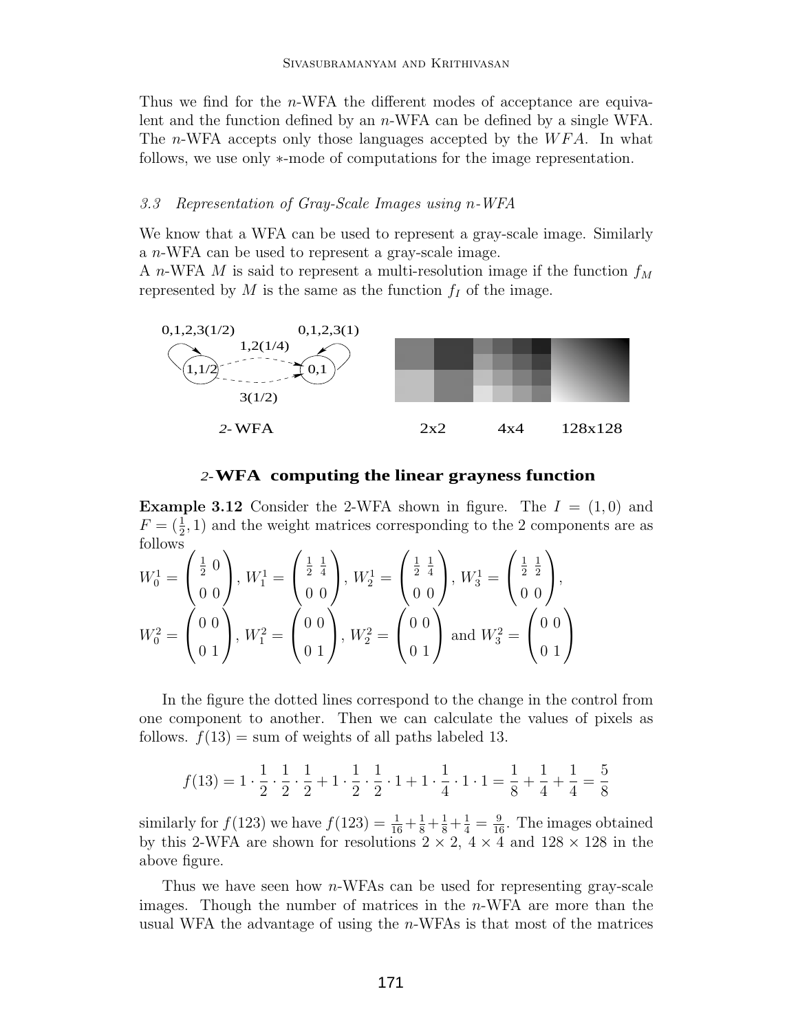Thus we find for the $n$-WFA the different modes of acceptance are equivalent and the function defined by an $n$-WFA can be defined by a single WFA. The $n$-WFA accepts only those languages accepted by the $WFA$. In what follows, we use only $*$-mode of computations for the image representation.

### 3.3 Representation of Gray-Scale Images using $n$-WFA

We know that a WFA can be used to represent a gray-scale image. Similarly a $n$-WFA can be used to represent a gray-scale image.

A $n$-WFA $M$ is said to represent a multi-resolution image if the function $f_M$ represented by $M$ is the same as the function $f_I$ of the image.

**2-WFA computing the linear grayness function**

**Example 3.12** Consider the 2-WFA shown in figure. The $I = (1, 0)$ and $F = (\frac{1}{2}, 1)$ and the weight matrices corresponding to the 2 components are as follows

$$W_0^1 = \begin{pmatrix} \frac{1}{2} & 0 \\ 0 & 0 \end{pmatrix}, W_1^1 = \begin{pmatrix} \frac{1}{2} & \frac{1}{4} \\ 0 & 0 \end{pmatrix}, W_2^1 = \begin{pmatrix} \frac{1}{2} & \frac{1}{4} \\ 0 & 0 \end{pmatrix}, W_3^1 = \begin{pmatrix} \frac{1}{2} & \frac{1}{2} \\ 0 & 0 \end{pmatrix},$$

$$W_0^2 = \begin{pmatrix} 0 & 0 \\ 0 & 1 \end{pmatrix}, W_1^2 = \begin{pmatrix} 0 & 0 \\ 0 & 1 \end{pmatrix}, W_2^2 = \begin{pmatrix} 0 & 0 \\ 0 & 1 \end{pmatrix} \text{ and } W_3^2 = \begin{pmatrix} 0 & 0 \\ 0 & 1 \end{pmatrix}$$

In the figure the dotted lines correspond to the change in the control from one component to another. Then we can calculate the values of pixels as follows. $f(13)$ = sum of weights of all paths labeled 13.

$$f(13) = 1 \cdot \frac{1}{2} \cdot \frac{1}{2} \cdot \frac{1}{2} + 1 \cdot \frac{1}{2} \cdot \frac{1}{2} \cdot 1 + 1 \cdot \frac{1}{4} \cdot 1 \cdot 1 = \frac{1}{8} + \frac{1}{4} + \frac{1}{4} = \frac{5}{8}$$

similarly for $f(123)$ we have $f(123) = \frac{1}{16} + \frac{1}{8} + \frac{1}{8} + \frac{1}{4} = \frac{9}{16}$. The images obtained by this 2-WFA are shown for resolutions $2 \times 2$, $4 \times 4$ and $128 \times 128$ in the above figure.

Thus we have seen how $n$-WFAs can be used for representing gray-scale images. Though the number of matrices in the $n$-WFA are more than the usual WFA the advantage of using the $n$-WFAs is that most of the matrices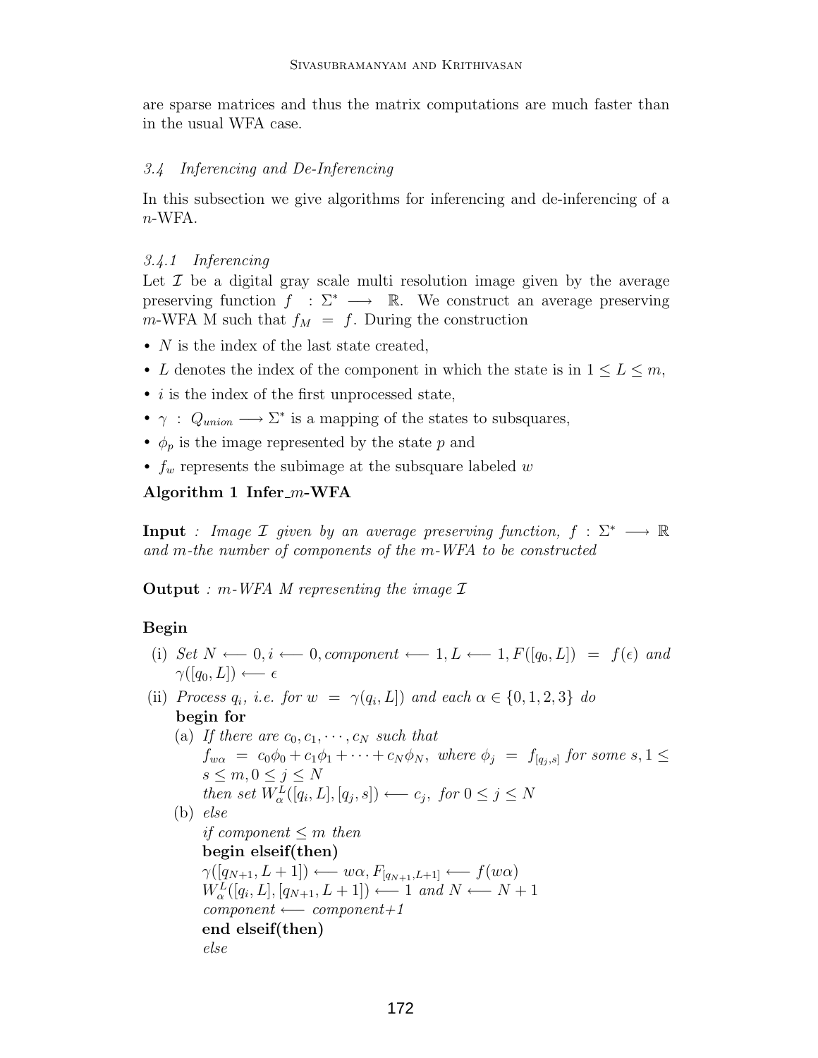are sparse matrices and thus the matrix computations are much faster than in the usual WFA case.

### *3.4 Inferencing and De-Inferencing*

In this subsection we give algorithms for inferencing and de-inferencing of a $n$-WFA.

#### *3.4.1 Inferencing*

Let $\mathcal{I}$ be a digital gray scale multi resolution image given by the average preserving function $f : \Sigma^* \longrightarrow \mathbb{R}$. We construct an average preserving $m$-WFA M such that $f_M = f$. During the construction

- $N$ is the index of the last state created,
- $L$ denotes the index of the component in which the state is in $1 \leq L \leq m$,
- $i$ is the index of the first unprocessed state,
- $\gamma : Q_{union} \longrightarrow \Sigma^*$ is a mapping of the states to subsquares,
- $\phi_p$ is the image represented by the state $p$ and
- $f_w$ represents the subimage at the subsquare labeled $w$

**Algorithm 1 Infer\_$m$-WFA**

**Input** : *Image $\mathcal{I}$ given by an average preserving function, $f : \Sigma^* \longrightarrow \mathbb{R}$ and $m$-the number of components of the $m$-WFA to be constructed*

**Output** : *$m$-WFA $M$ representing the image $\mathcal{I}$*

**Begin**

(i) *Set* $N \longleftarrow 0, i \longleftarrow 0, component \longleftarrow 1, L \longleftarrow 1, F([q_0, L]) = f(\epsilon)$ *and* $\gamma([q_0, L]) \longleftarrow \epsilon$

(ii) *Process* $q_i$*, i.e. for* $w = \gamma(q_i, L])$ *and each* $\alpha \in \{0, 1, 2, 3\}$ *do*
**begin for**
  (a) *If there are* $c_0, c_1, \cdots, c_N$ *such that*
  $f_{w\alpha} = c_0\phi_0 + c_1\phi_1 + \cdots + c_N\phi_N$*, where* $\phi_j = f_{[q_j,s]}$ *for some* $s, 1 \leq s \leq m, 0 \leq j \leq N$
  *then set* $W_\alpha^L([q_i, L], [q_j, s]) \longleftarrow c_j$*, for* $0 \leq j \leq N$
  (b) *else*
  *if component* $\leq m$ *then*
  **begin elseif(then)**
  $\gamma([q_{N+1}, L+1]) \longleftarrow w\alpha, F_{[q_{N+1}, L+1]} \longleftarrow f(w\alpha)$
  $W_\alpha^L([q_i, L], [q_{N+1}, L+1]) \longleftarrow 1$ *and* $N \longleftarrow N + 1$
  *component* $\longleftarrow$ *component+1*
  **end elseif(then)**
  *else*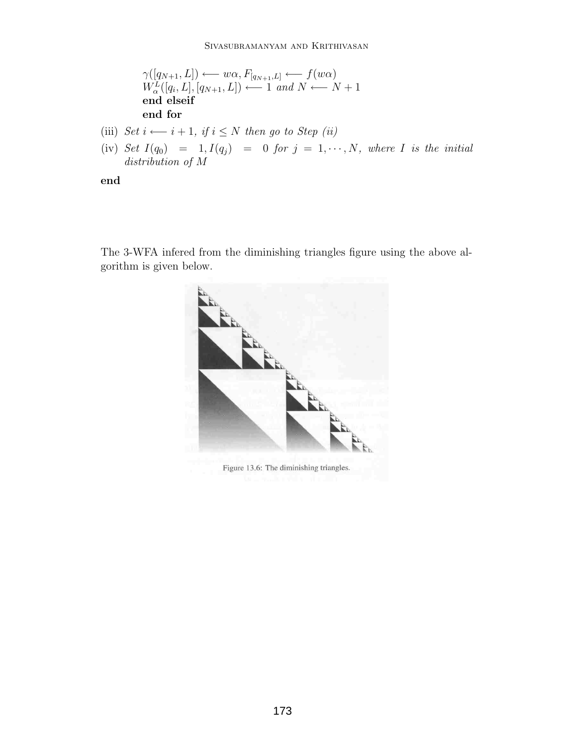$\gamma([q_{N+1}, L]) \longleftarrow w\alpha, F_{[q_{N+1},L]} \longleftarrow f(w\alpha)$
$W^L_\alpha([q_i, L], [q_{N+1}, L]) \longleftarrow 1$ *and* $N \longleftarrow N + 1$
**end elseif**
**end for**

(iii) *Set* $i \longleftarrow i + 1$, *if* $i \leq N$ *then go to Step (ii)*

(iv) *Set* $I(q_0) = 1, I(q_j) = 0$ *for* $j = 1, \cdots, N$, *where* $I$ *is the initial distribution of* $M$

**end**

The 3-WFA infered from the diminishing triangles figure using the above algorithm is given below.

Figure 13.6: The diminishing triangles.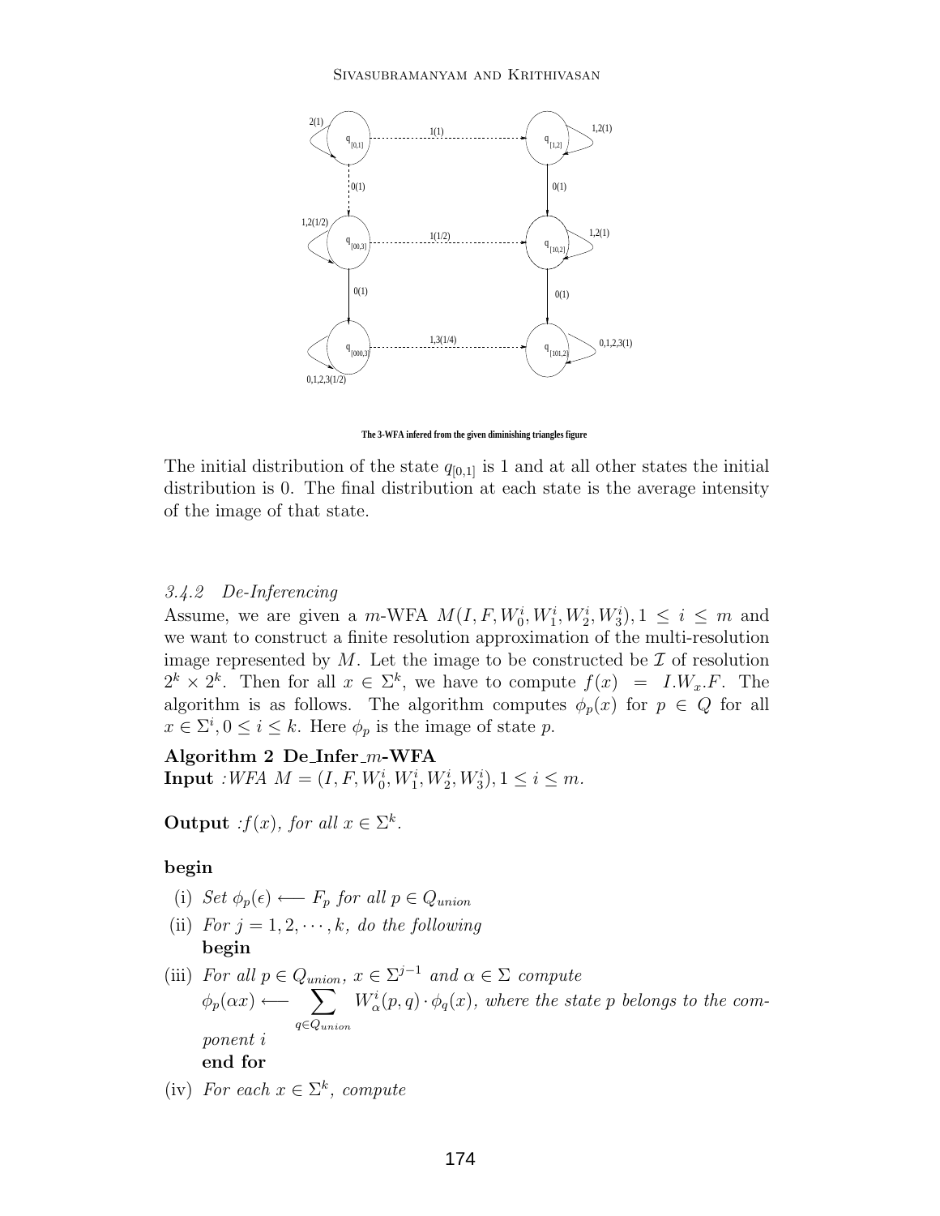The 3-WFA infered from the given diminishing triangles figure

The initial distribution of the state $q_{[0,1]}$ is 1 and at all other states the initial distribution is 0. The final distribution at each state is the average intensity of the image of that state.

### *3.4.2 De-Inferencing*

Assume, we are given a $m$-WFA $M(I, F, W_0^i, W_1^i, W_2^i, W_3^i), 1 \leq i \leq m$ and we want to construct a finite resolution approximation of the multi-resolution image represented by $M$. Let the image to be constructed be $\mathcal{I}$ of resolution $2^k \times 2^k$. Then for all $x \in \Sigma^k$, we have to compute $f(x) = I.W_x.F$. The algorithm is as follows. The algorithm computes $\phi_p(x)$ for $p \in Q$ for all $x \in \Sigma^i, 0 \leq i \leq k$. Here $\phi_p$ is the image of state $p$.

**Algorithm 2 De\_Infer\_$m$-WFA**
**Input** :*WFA* $M = (I, F, W_0^i, W_1^i, W_2^i, W_3^i), 1 \leq i \leq m$.

**Output** :*$f(x)$, for all $x \in \Sigma^k$.*

**begin**

(i) *Set* $\phi_p(\epsilon) \longleftarrow F_p$ *for all* $p \in Q_{union}$

(ii) *For* $j = 1, 2, \cdots, k$, *do the following*
**begin**

(iii) *For all* $p \in Q_{union}$, $x \in \Sigma^{j-1}$ *and* $\alpha \in \Sigma$ *compute*
$\phi_p(\alpha x) \longleftarrow \sum_{q \in Q_{union}} W_\alpha^i(p, q) \cdot \phi_q(x)$, *where the state* $p$ *belongs to the component* $i$
**end for**

(iv) *For each* $x \in \Sigma^k$, *compute*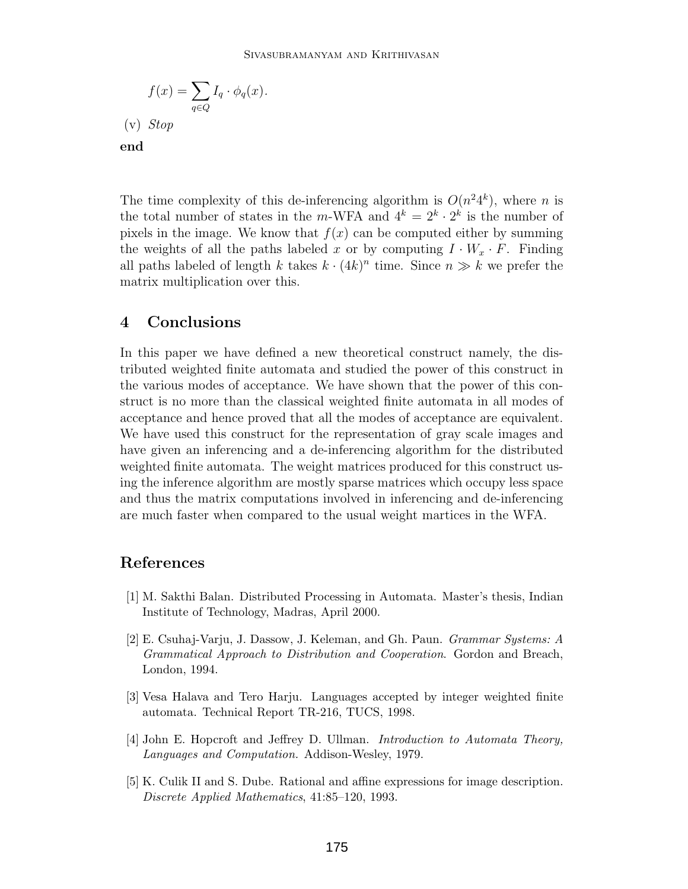$$f(x) = \sum_{q \in Q} I_q \cdot \phi_q(x).$$

(v) *Stop*

**end**

The time complexity of this de-inferencing algorithm is $O(n^2 4^k)$, where $n$ is the total number of states in the $m$-WFA and $4^k = 2^k \cdot 2^k$ is the number of pixels in the image. We know that $f(x)$ can be computed either by summing the weights of all the paths labeled $x$ or by computing $I \cdot W_x \cdot F$. Finding all paths labeled of length $k$ takes $k \cdot (4k)^n$ time. Since $n \gg k$ we prefer the matrix multiplication over this.

## 4 Conclusions

In this paper we have defined a new theoretical construct namely, the distributed weighted finite automata and studied the power of this construct in the various modes of acceptance. We have shown that the power of this construct is no more than the classical weighted finite automata in all modes of acceptance and hence proved that all the modes of acceptance are equivalent. We have used this construct for the representation of gray scale images and have given an inferencing and a de-inferencing algorithm for the distributed weighted finite automata. The weight matrices produced for this construct using the inference algorithm are mostly sparse matrices which occupy less space and thus the matrix computations involved in inferencing and de-inferencing are much faster when compared to the usual weight martices in the WFA.

## References

[1] M. Sakthi Balan. Distributed Processing in Automata. Master's thesis, Indian Institute of Technology, Madras, April 2000.

[2] E. Csuhaj-Varju, J. Dassow, J. Keleman, and Gh. Paun. *Grammar Systems: A Grammatical Approach to Distribution and Cooperation*. Gordon and Breach, London, 1994.

[3] Vesa Halava and Tero Harju. Languages accepted by integer weighted finite automata. Technical Report TR-216, TUCS, 1998.

[4] John E. Hopcroft and Jeffrey D. Ullman. *Introduction to Automata Theory, Languages and Computation.* Addison-Wesley, 1979.

[5] K. Culik II and S. Dube. Rational and affine expressions for image description. *Discrete Applied Mathematics*, 41:85–120, 1993.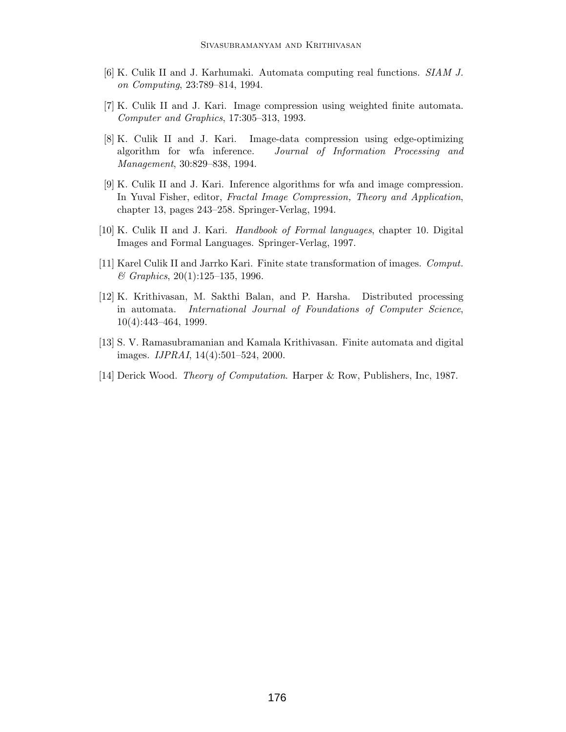[6] K. Culik II and J. Karhumaki. Automata computing real functions. *SIAM J. on Computing*, 23:789–814, 1994.

[7] K. Culik II and J. Kari. Image compression using weighted finite automata. *Computer and Graphics*, 17:305–313, 1993.

[8] K. Culik II and J. Kari. Image-data compression using edge-optimizing algorithm for wfa inference. *Journal of Information Processing and Management*, 30:829–838, 1994.

[9] K. Culik II and J. Kari. Inference algorithms for wfa and image compression. In Yuval Fisher, editor, *Fractal Image Compression, Theory and Application*, chapter 13, pages 243–258. Springer-Verlag, 1994.

[10] K. Culik II and J. Kari. *Handbook of Formal languages*, chapter 10. Digital Images and Formal Languages. Springer-Verlag, 1997.

[11] Karel Culik II and Jarrko Kari. Finite state transformation of images. *Comput. & Graphics*, 20(1):125–135, 1996.

[12] K. Krithivasan, M. Sakthi Balan, and P. Harsha. Distributed processing in automata. *International Journal of Foundations of Computer Science*, 10(4):443–464, 1999.

[13] S. V. Ramasubramanian and Kamala Krithivasan. Finite automata and digital images. *IJPRAI*, 14(4):501–524, 2000.

[14] Derick Wood. *Theory of Computation*. Harper & Row, Publishers, Inc, 1987.